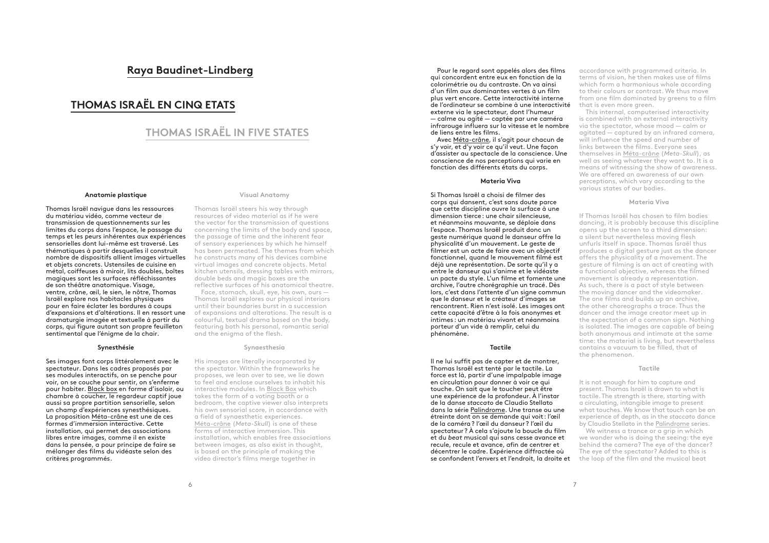## Raya Baudinet-Lindberg

# THOMAS ISRAËL EN CINQ ETATS

# THOMAS ISRAËL IN FIVE STATES

### Anatomie plastique

Thomas Israël navigue dans les ressources du matériau vidéo, comme vecteur de transmission de questionnements sur les limites du corps dans l'espace, le passage du temps et les peurs inhérentes aux expériences sensorielles dont lui-même est traversé. Les thématiques à partir desquelles il construit nombre de dispositifs allient images virtuelles et objets concrets. Ustensiles de cuisine en métal, coiffeuses à miroir, lits doubles, boîtes magiques sont les surfaces réfléchissantes de son théâtre anatomique. Visage, ventre, crâne, œil, le sien, le nôtre, Thomas Israël explore nos habitacles physiques pour en faire éclater les bordures à coups d'expansions et d'altérations. Il en ressort une dramaturgie imagée et textuelle à partir du corps, qui figure autant son propre feuilleton sentimental que l'énigme de la chair.

### Synesthésie

Ses images font corps littéralement avec le spectateur. Dans les cadres proposés par ses modules interactifs, on se penche pour voir, on se couche pour sentir, on s'enferme pour habiter. Black box en forme d'isoloir, ou chambre à coucher, le regardeur captif joue aussi sa propre partition sensorielle, selon un champ d'expériences synesthésiques. La proposition Méta-crâne est une de ces formes d'immersion interactive. Cette installation, qui permet des associations libres entre images, comme il en existe dans la pensée, a pour principe de faire se mélanger des films du vidéaste selon des critères programmés.

Pour le regard sont appelés alors des films qui concordent entre eux en fonction de la colorimétrie ou du contraste. On va ainsi d'un film aux dominantes vertes à un film plus vert encore. Cette interactivité interne de l'ordinateur se combine à une interactivité externe via le spectateur, dont l'humeur — calme ou agité — captée par une caméra infrarouge influera sur la vitesse et le nombre de liens entre les films.

Avec Méta-crâne, il s'agit pour chacun de s'y voir, et d'y voir ce qu'il veut. Une façon d'assister au spectacle de la conscience. Une conscience de nos perceptions qui varie en fonction des différents états du corps.

### Materia Viva

Si Thomas Israël a choisi de filmer des corps qui dansent, c'est sans doute parce que cette discipline ouvre la surface à une dimension tierce : une chair silencieuse, et néanmoins mouvante, se déploie dans l'espace. Thomas Israël produit donc un geste numérique quand le danseur offre la physicalité d'un mouvement. Le geste de filmer est un acte de faire avec un objectif fonctionnel, quand le mouvement filmé est déjà une représentation. De sorte qu'il y a entre le danseur qui s'anime et le vidéaste un pacte du style. L'un filme et fomente une archive, l'autre chorégraphie un tracé. Dès lors, c'est dans l'attente d'un signe commun que le danseur et le créateur d'images se rencontrent. Rien n'est isolé. Les images ont cette capacité d'être à la fois anonymes et intimes : un matériau vivant et néanmoins porteur d'un vide à remplir, celui du phénomène.

### Tactile

Il ne lui suffit pas de capter et de montrer, Thomas Israël est tenté par le tactile. La force est là, partir d'une impalpable image en circulation pour donner à voir ce qui touche. On sait que le toucher peut être une expérience de la profondeur. À l'instar de la danse *staccato* de Claudio Stellato dans la série Palindrome. Une transe ou une étreinte dont on se demande qui voit : l'œil de la caméra ? l'œil du danseur ? l'œil du spectateur ? À cela s'ajoute la boucle du film et du *beat* musical qui sans cesse avance et recule, recule et avance, afin de centrer et décentrer le cadre. Expérience diffractée où se confondent l'envers et l'endroit, la droite et

### Visual Anatomy

Thomas Israël steers his way through resources of video material as if he were the vector for the transmission of questions concerning the limits of the body and space, the passage of time and the inherent fear of sensory experiences by which he himself has been permeated. The themes from which he constructs many of his devices combine virtual images and concrete objects. Metal kitchen utensils, dressing tables with mirrors, double beds and magic boxes are the reflective surfaces of his anatomical theatre.

Face, stomach, skull, eye, his own, ours — Thomas Israël explores our physical interiors until their boundaries burst in a succession of expansions and alterations. The result is a colourful, textual drama based on the body, featuring both his personal, romantic serial and the enigma of the flesh.

### Synaesthesia

His images are literally incorporated by the spectator. Within the frameworks he proposes, we lean over to see, we lie down to feel and enclose ourselves to inhabit his interactive modules. In Black Box which takes the form of a voting booth or a bedroom, the captive viewer also interprets his own sensorial score, in accordance with a field of synaesthetic experiences. Méta-crâne (*Meta-Skull*) is one of these forms of interactive immersion. This installation, which enables free associations between images, as also exist in thought, is based on the principle of making the video director's films merge together in accordance with programmed criteria. In terms of vision, he then makes use of films which form a harmonious whole according to their colours or contrast. We thus move from one film dominated by greens to a film that is even more green.

This internal, computerised interactivity is combined with an external interactivity via the spectator, whose mood — calm or agitated — captured by an infrared camera, will influence the speed and number of links between the films. Everyone sees themselves in Méta-crâne (*Meta-Skull*), as well as seeing whatever they want to. It is a means of witnessing the show of awareness. We are offered an awareness of our own perceptions, which vary according to the various states of our bodies.

### Materia Viva

If Thomas Israël has chosen to film bodies dancing, it is probably because this discipline opens up the screen to a third dimension: a silent but nevertheless moving flesh unfurls itself in space. Thomas Israël thus produces a digital gesture just as the dancer offers the physicality of a movement. The gesture of filming is an act of creating with a functional objective, whereas the filmed movement is already a representation. As such, there is a pact of style between the moving dancer and the videomaker. The one films and builds up an archive, the other choreographs a trace. Thus the dancer and the image creator meet up in the expectation of a common sign. Nothing is isolated. The images are capable of being both anonymous and intimate at the same time: the material is living, but nevertheless contains a vacuum to be filled, that of the phenomenon.

### Tactile

It is not enough for him to capture and present. Thomas Israël is drawn to what is tactile. The strength is there, starting with a circulating, intangible image to present what touches. We know that touch can be an experience of depth, as in the *staccato* dance by Claudio Stellato in the Palindrome series.

We witness a trance or a grip in which we wonder who is doing the seeing: the eye behind the camera? The eye of the dancer? The eye of the spectator? Added to this is the loop of the film and the musical beat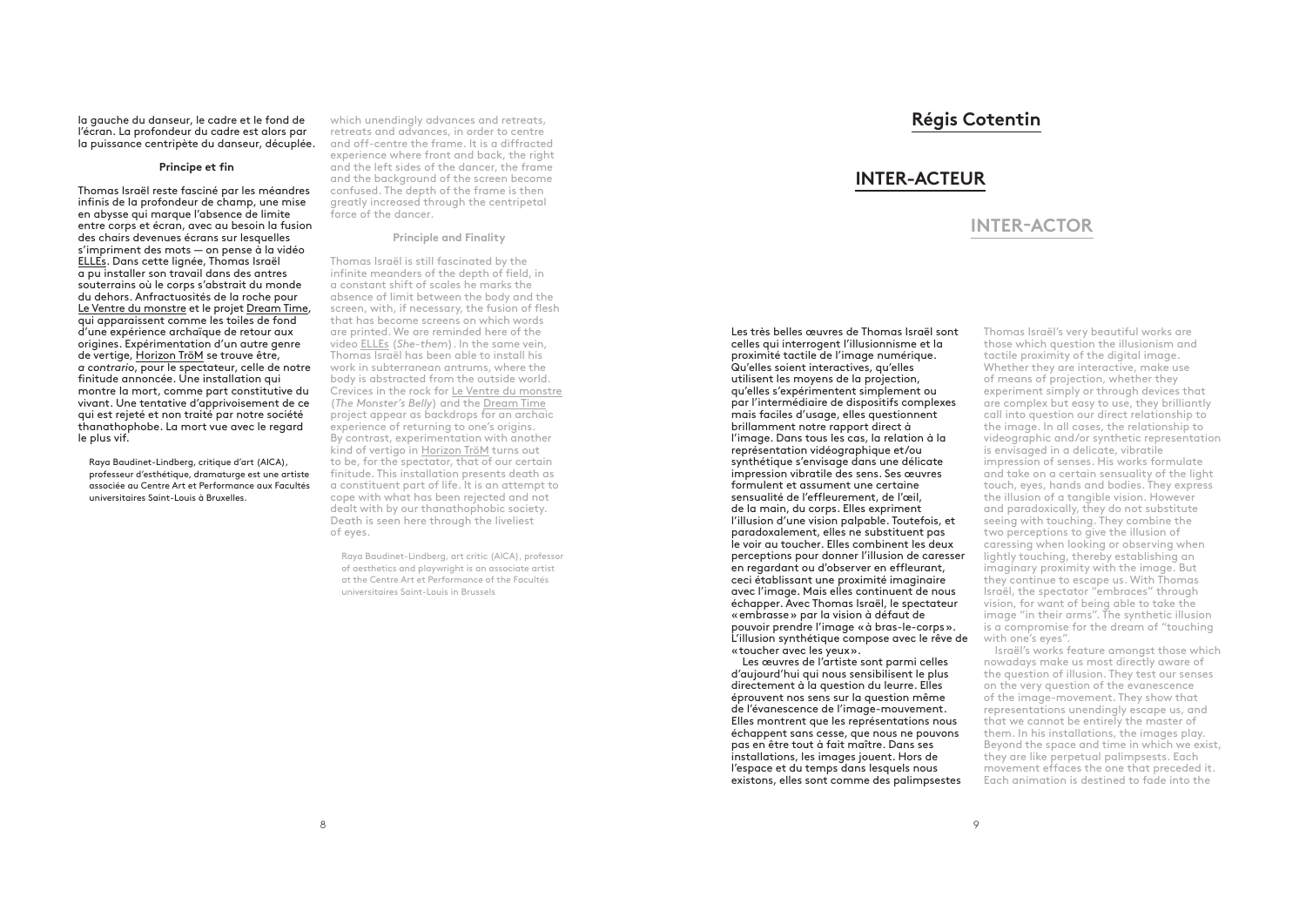la gauche du danseur, le cadre et le fond de l'écran. La profondeur du cadre est alors par la puissance centripète du danseur, décuplée.

### Principe et fin

Thomas Israël reste fasciné par les méandres infinis de la profondeur de champ, une mise en abyse qui marque l'absence de limite entre corps et écran, avec au besoin la fusion des chairs devenues écrans sur lesquelles s'impriment des mots — on pense à la vidéo ELLEs. Dans cette lignée, Thomas Israël a pu installer son travail dans des antres souterrains où le corps s'abstrait du monde du dehors. Anfractuosités de la roche pour Le Ventre du monstre et le projet Dream Time, qui apparaissent comme les toiles de fond d'une expérience archaïque de retour aux origines. Expérimentation d'un autre genre de vertige, Horizon TröM se trouve être, *a contrario*, pour le spectateur, celle de notre finitude annoncée. Une installation qui montre la mort, comme part constitutive du vivant. Une tentative d'apprivoisement de ce qui est rejeté et non traité par notre société thanathophobe. La mort vue avec le regard le plus vif.

Raya Baudinet-Lindberg, critique d'art (AICA), professeur d'esthétique, dramaturge est une artiste associée au Centre Art et Performance aux Facultés universitaires Saint-Louis à Bruxelles.

which unendingly advances and retreats, retreats and advances, in order to centre and off-centre the frame. It is a diffracted experience where front and back, the right and the left sides of the dancer, the frame and the background of the screen become confused. The depth of the frame is then greatly increased through the centripetal force of the dancer.

### Principle and Finality

Thomas Israël is still fascinated by the infinite meanders of the depth of field, in a constant shift of scales he marks the absence of limit between the body and the screen, with, if necessary, the fusion of flesh that has become screens on which words are printed. We are reminded here of the video ELLEs (*She-them*). In the same vein, Thomas Israël has been able to install his work in subterranean antrums, where the body is abstracted from the outside world. Crevices in the rock for Le Ventre du monstre (*The Monster's Belly*) and the Dream Time project appear as backdrops for an archaic experience of returning to one's origins. By contrast, experimentation with another kind of vertigo in Horizon TröM turns out to be, for the spectator, that of our certain finitude. This installation presents death as a constituent part of life. It is an attempt to cope with what has been rejected and not dealt with by our thanathophobic society. Death is seen here through the liveliest of eyes.

Raya Baudinet-Lindberg, art critic (AICA), professor of aesthetics and playwright is an associate artist at the Centre Art et Performance of the Facultés universitaires Saint-Louis in Brussels

## Régis Cotentin

# INTER-ACTEUR

# INTER-ACTOR

Les très belles œuvres de Thomas Israël sont celles qui interrogent l'illusionnisme et la proximité tactile de l'image numérique. Qu'elles soient interactives, qu'elles utilisent les moyens de la projection, qu'elles s'expérimentent simplement ou par l'intermédiaire de dispositifs complexes mais faciles d'usage, elles questionnent brillamment notre rapport direct à l'image. Dans tous les cas, la relation à la représentation vidéographique et/ou synthétique s'envisage dans une délicate impression vibratile des sens. Ses œuvres formulent et assument une certaine sensualité de l'effleurement, de l'œil, de la main, du corps. Elles expriment l'illusion d'une vision palpable. Toutefois, et paradoxalement, elles ne substituent pas le voir au toucher. Elles combinent les deux perceptions pour donner l'illusion de caresser en regardant ou d'observer en effleurant, ceci établissant une proximité imaginaire avec l'image. Mais elles continuent de nous échapper. Avec Thomas Israël, le spectateur « embrasse » par la vision à défaut de pouvoir prendre l'image « à bras-le-corps ». L'illusion synthétique compose avec le rêve de « toucher avec les yeux ».

Les œuvres de l'artiste sont parmi celles d'aujourd'hui qui nous sensibilisent le plus directement à la question du leurre. Elles éprouvent nos sens sur la question même de l'évanescence de l'image-mouvement. Elles montrent que les représentations nous échappent sans cesse, que nous ne pouvons pas en être tout à fait maître. Dans ses installations, les images jouent. Hors de l'espace et du temps dans lesquels nous existons, elles sont comme des palimpsestes

Thomas Israël's very beautiful works are those which question the illusionism and tactile proximity of the digital image. Whether they are interactive, make use of means of projection, whether they experiment simply or through devices that are complex but easy to use, they brilliantly call into question our direct relationship to the image. In all cases, the relationship to videographic and/or synthetic representation is envisaged in a delicate, vibratile impression of senses. His works formulate and take on a certain sensuality of the light touch, eyes, hands and bodies. They express the illusion of a tangible vision. However and paradoxically, they do not substitute seeing with touching. They combine the two perceptions to give the illusion of caressing when looking or observing when lightly touching, thereby establishing an imaginary proximity with the image. But they continue to escape us. With Thomas Israël, the spectator "embraces" through vision, for want of being able to take the image "in their arms". The synthetic illusion is a compromise for the dream of "touching with one's eyes".

Israël's works feature amongst those which nowadays make us most directly aware of the question of illusion. They test our senses on the very question of the evanescence of the image-movement. They show that representations unendingly escape us, and that we cannot be entirely the master of them. In his installations, the images play. Beyond the space and time in which we exist, they are like perpetual palimpsests. Each movement effaces the one that preceded it. Each animation is destined to fade into the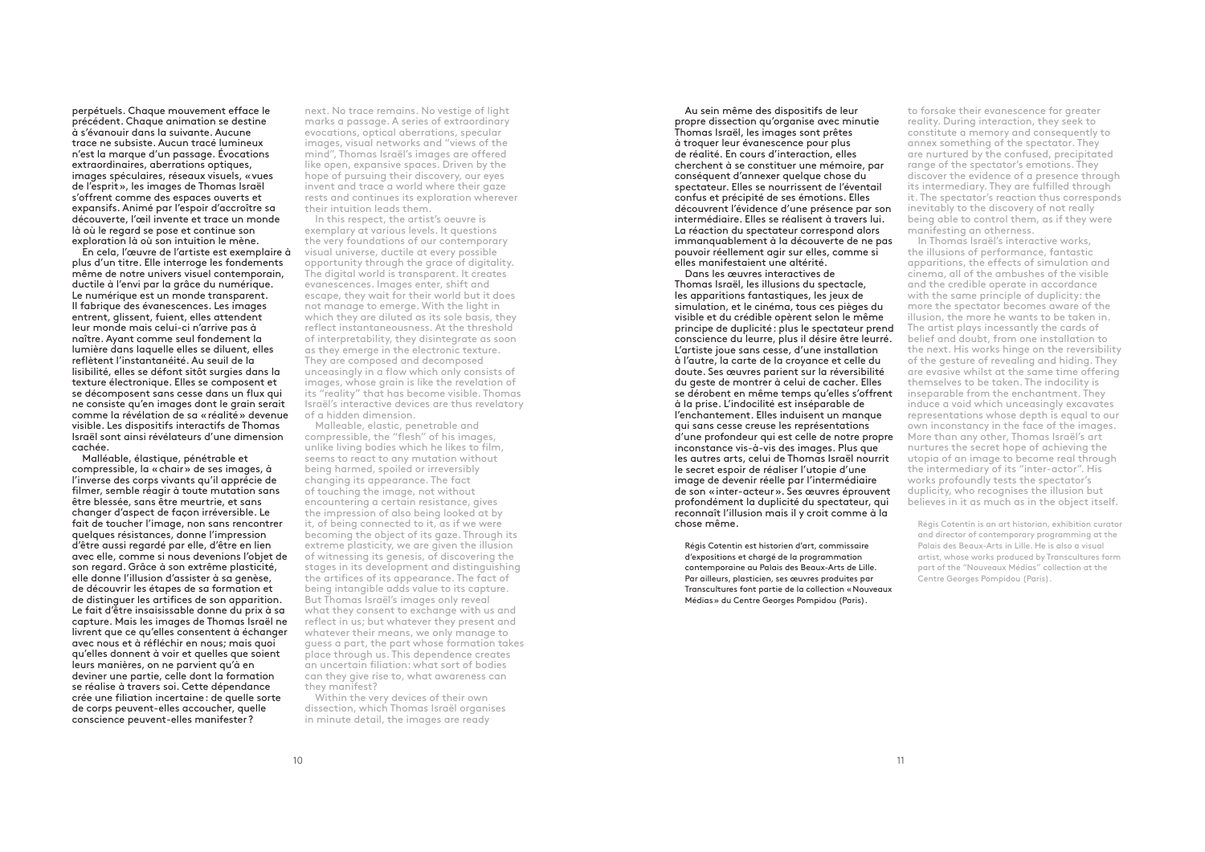perpétuels. Chaque mouvement efface le précédent. Chaque animation se destine à s'évanouir dans la suivante. Aucune trace ne subsiste. Aucun tracé lumineux n'est la marque d'un passage. Évocations extraordinaires, aberrations optiques, images spéculaires, réseaux visuels, « vues de l'esprit », les images de Thomas Israël s'offrent comme des espaces ouverts et expansifs. Animé par l'espoir d'accroître sa découverte, l'œil invente et trace un monde là où le regard se pose et continue son exploration là où son intuition le mène.

En cela, l'œuvre de l'artiste est exemplaire à plus d'un titre. Elle interroge les fondements même de notre univers visuel contemporain, ductile à l'envi par la grâce du numérique. Le numérique est un monde transparent. Il fabrique des évanescences. Les images entrent, glissent, fuient, elles attendent leur monde mais celui-ci n'arrive pas à naître. Ayant comme seul fondement la lumière dans laquelle elles se diluent, elles reflètent l'instantanéité. Au seuil de la lisibilité, elles se défont sitôt surgies dans la texture électronique. Elles se composent et se décomposent sans cesse dans un flux qui ne consiste qu'en images dont le grain serait comme la révélation de sa « réalité » devenue visible. Les dispositifs interactifs de Thomas Israël sont ainsi révélateurs d'une dimension cachée.

Malléable, élastique, pénétrable et compressible, la « chair » de ses images, à l'inverse des corps vivants qu'il apprécie de filmer, semble réagir à toute mutation sans être blessée, sans être meurtrie, et sans changer d'aspect de façon irréversible. Le fait de toucher l'image, non sans rencontrer quelques résistances, donne l'impression d'être aussi regardé par elle, d'être en lien avec elle, comme si nous devenions l'objet de son regard. Grâce à son extrême plasticité, elle donne l'illusion d'assister à sa genèse, de découvrir les étapes de sa formation et de distinguer les artifices de son apparition. Le fait d'être insaisissable donne du prix à sa capture. Mais les images de Thomas Israël ne livrent que ce qu'elles consentent à échanger avec nous et à réfléchir en nous ; mais quoi qu'elles donnent à voir et quelles que soient leurs manières, on ne parvient qu'à en deviner une partie, celle dont la formation se réalise à travers soi. Cette dépendance crée une filiation incertaine : de quelle sorte de corps peuvent-elles accoucher, quelle conscience peuvent-elles manifester ?

Au sein même des dispositifs de leur propre dissection qu'organise avec minutie Thomas Israël, les images sont prêtes à troquer leur évanescence pour plus de réalité. En cours d'interaction, elles cherchent à se constituer une mémoire, par conséquent d'annexer quelque chose du spectateur. Elles se nourrissent de l'éventail confus et précipité de ses émotions. Elles découvrent l'évidence d'une présence par son intermédiaire. Elles se réalisent à travers lui. La réaction du spectateur correspond alors immanquablement à la découverte de ne pas pouvoir réellement agir sur elles, comme si elles manifestaient une altérité.

Dans les œuvres interactives de Thomas Israël, les illusions du spectacle, les apparitions fantastiques, les jeux de simulation, et le cinéma, tous ces pièges du visible et du crédible opèrent selon le même principe de duplicité : plus le spectateur prend conscience de l'illusion, plus il désire être leurré. L'artiste joue sans cesse, d'une installation à l'autre, la carte de la croyance et celle du doute. Ses œuvres parient sur la réversibilité du geste de montrer à celui de cacher. Elles se dérobent en même temps qu'elles s'offrent à la prise. L'indocilité est inséparable de l'enchantement. Elles induisent un manque qui sans cesse creuse les représentations d'une profondeur qui est celle de notre propre inconstance vis-à-vis des images. Plus que les autres arts, celui de Thomas Israël nourrit le secret espoir de réaliser l'utopie d'une image de devenir réelle par l'intermédiaire de son « inter-acteur ». Ses œuvres éprouvent profondément la duplicité du spectateur, qui reconnaît l'illusion mais il y croit comme à la chose même.

Régis Cotentin est historien d'art, commissaire d'expositions et chargé de la programmation contemporaine au Palais des Beaux-Arts de Lille. Par ailleurs, plasticien, ses œuvres produites par Transcultures font partie de la collection « Nouveaux Médias » du Centre Georges Pompidou (Paris).

next. No trace remains. No vestige of light marks a passage. A series of extraordinary evocations, optical aberrations, specular images, visual networks and "views of the mind", Thomas Israël's images are offered like open, expansive spaces. Driven by the hope of pursuing their discovery, our eyes invent and trace a world where their gaze rests and continues its exploration wherever their intuition leads them.

In this respect, the artist's oeuvre is exemplary at various levels. It questions the very foundations of our contemporary visual universe, ductile at every possible opportunity through the grace of digitality. The digital world is transparent. It creates evanescences. Images enter, shift and escape, they wait for their world but it does not manage to emerge. With the light in which they are diluted as its sole basis, they reflect instantaneousness. At the threshold of interpretability, they disintegrate as soon as they emerge in the electronic texture. They are composed and decomposed unceasingly in a flow which only consists of images, whose grain is like the revelation of its "reality" that has become visible. Thomas Israël's interactive devices are thus revelatory of a hidden dimension.

Malleable, elastic, penetrable and compressible, the "flesh" of his images, unlike living bodies which he likes to film, seems to react to any mutation without being harmed, spoiled or irreversibly changing its appearance. The fact of touching the image, not without encountering a certain resistance, gives the impression of also being looked at by it, of being connected to it, as if we were becoming the object of its gaze. Through its extreme plasticity, we are given the illusion of witnessing its genesis, of discovering the stages in its development and distinguishing the artifices of its appearance. The fact of being intangible adds value to its capture. But Thomas Israël's images only reveal what they consent to exchange with us and reflect in us; but whatever they present and whatever their means, we only manage to guess a part, the part whose formation takes place through us. This dependence creates an uncertain filiation: what sort of bodies can they give rise to, what awareness can they manifest?

Within the very devices of their own dissection, which Thomas Israël organises in minute detail, the images are ready to forsake their evanescence for greater reality. During interaction, they seek to constitute a memory and consequently to annex something of the spectator. They are nurtured by the confused, precipitated range of the spectator's emotions. They discover the evidence of a presence through its intermediary. They are fulfilled through it. The spectator's reaction thus corresponds inevitably to the discovery of not really being able to control them, as if they were manifesting an otherness.

In Thomas Israël's interactive works, the illusions of performance, fantastic apparitions, the effects of simulation and cinema, all of the ambushes of the visible and the credible operate in accordance with the same principle of duplicity: the more the spectator becomes aware of the illusion, the more he wants to be taken in. The artist plays incessantly the cards of belief and doubt, from one installation to the next. His works hinge on the reversibility of the gesture of revealing and hiding. They are evasive whilst at the same time offering themselves to be taken. The indocility is inseparable from the enchantment. They induce a void which unceasingly excavates representations whose depth is equal to our own inconstancy in the face of the images. More than any other, Thomas Israël's art nurtures the secret hope of achieving the utopia of an image to become real through the intermediary of its "inter-actor". His works profoundly tests the spectator's duplicity, who recognises the illusion but believes in it as much as in the object itself.

Régis Cotentin is an art historian, exhibition curator and director of contemporary programming at the Palais des Beaux-Arts in Lille. He is also a visual artist, whose works produced by Transcultures form part of the "Nouveaux Médias" collection at the Centre Georges Pompidou (Paris).